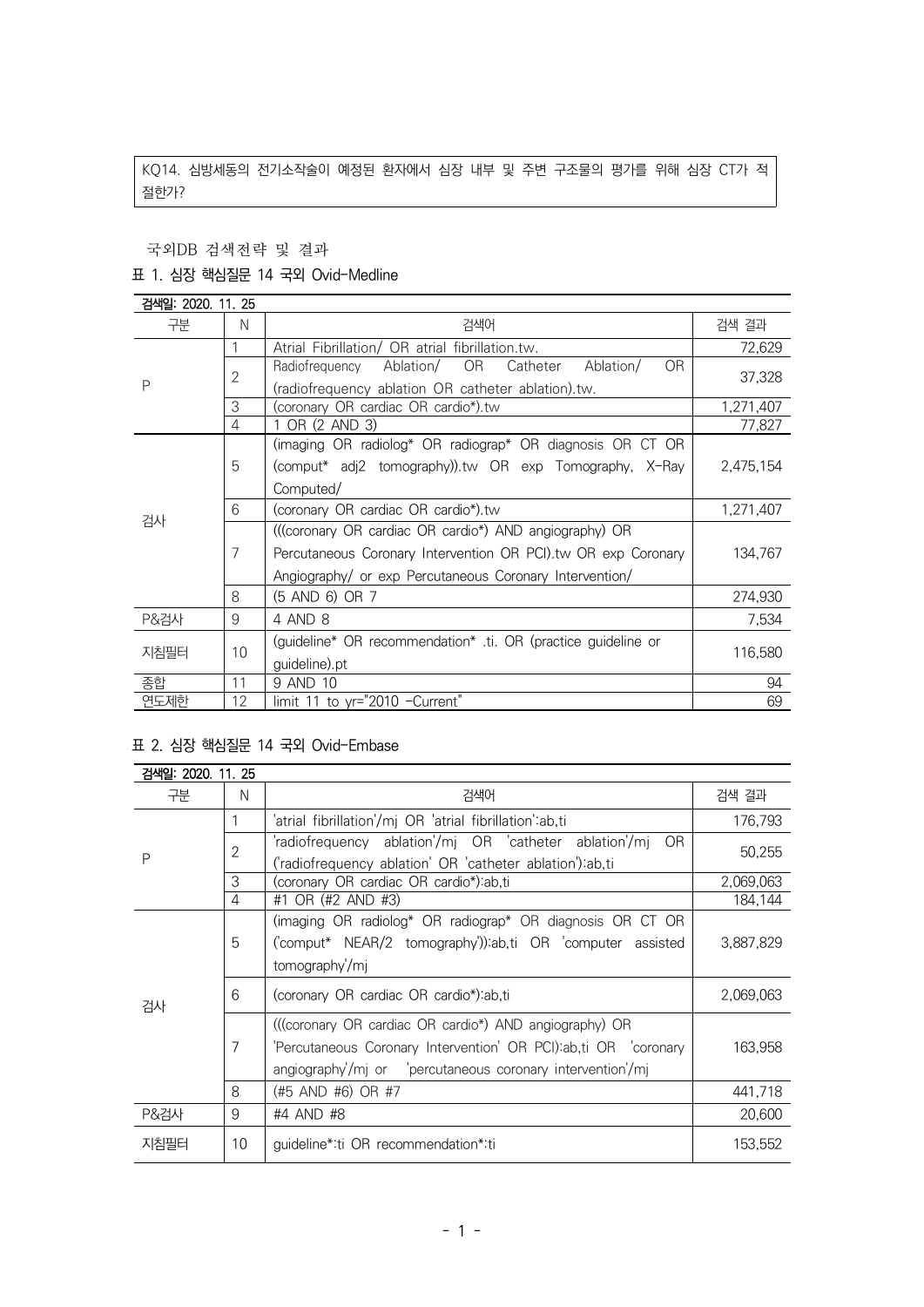KQ14. 심방세동의 전기소작술이 예정된 환자에서 심장 내부 및 주변 구조물의 평가를 위해 심장 CT가 적절한가?

국외DB 검색전략 및 결과

표 1. 심장 핵심질문 14 국외 Ovid-Medline

검색일: 2020. 11. 25

| 구분 | N | 검색어 | 검색 결과 |
|---|---|---|---|
| P | 1 | Atrial Fibrillation/ OR atrial fibrillation.tw. | 72,629 |
| | 2 | Radiofrequency Ablation/ OR Catheter Ablation/ OR (radiofrequency ablation OR catheter ablation).tw. | 37,328 |
| | 3 | (coronary OR cardiac OR cardio*).tw | 1,271,407 |
| | 4 | 1 OR (2 AND 3) | 77,827 |
| 검사 | 5 | (imaging OR radiolog* OR radiograp* OR diagnosis OR CT OR (comput* adj2 tomography)).tw OR exp Tomography, X-Ray Computed/ | 2,475,154 |
| | 6 | (coronary OR cardiac OR cardio*).tw | 1,271,407 |
| | 7 | (((coronary OR cardiac OR cardio*) AND angiography) OR Percutaneous Coronary Intervention OR PCI).tw OR exp Coronary Angiography/ or exp Percutaneous Coronary Intervention/ | 134,767 |
| | 8 | (5 AND 6) OR 7 | 274,930 |
| P&검사 | 9 | 4 AND 8 | 7,534 |
| 지침필터 | 10 | (guideline* OR recommendation* .ti. OR (practice guideline or guideline).pt | 116,580 |
| 종합 | 11 | 9 AND 10 | 94 |
| 연도제한 | 12 | limit 11 to yr="2010 -Current" | 69 |

표 2. 심장 핵심질문 14 국외 Ovid-Embase

검색일: 2020. 11. 25

| 구분 | N | 검색어 | 검색 결과 |
|---|---|---|---|
| P | 1 | 'atrial fibrillation'/mj OR 'atrial fibrillation':ab,ti | 176,793 |
| | 2 | 'radiofrequency ablation'/mj OR 'catheter ablation'/mj OR ('radiofrequency ablation' OR 'catheter ablation'):ab,ti | 50,255 |
| | 3 | (coronary OR cardiac OR cardio*):ab,ti | 2,069,063 |
| | 4 | #1 OR (#2 AND #3) | 184,144 |
| 검사 | 5 | (imaging OR radiolog* OR radiograp* OR diagnosis OR CT OR ('comput* NEAR/2 tomography')):ab,ti OR 'computer assisted tomography'/mj | 3,887,829 |
| | 6 | (coronary OR cardiac OR cardio*):ab,ti | 2,069,063 |
| | 7 | (((coronary OR cardiac OR cardio*) AND angiography) OR 'Percutaneous Coronary Intervention' OR PCI):ab,ti OR 'coronary angiography'/mj or 'percutaneous coronary intervention'/mj | 163,958 |
| | 8 | (#5 AND #6) OR #7 | 441,718 |
| P&검사 | 9 | #4 AND #8 | 20,600 |
| 지침필터 | 10 | guideline*:ti OR recommendation*:ti | 153,552 |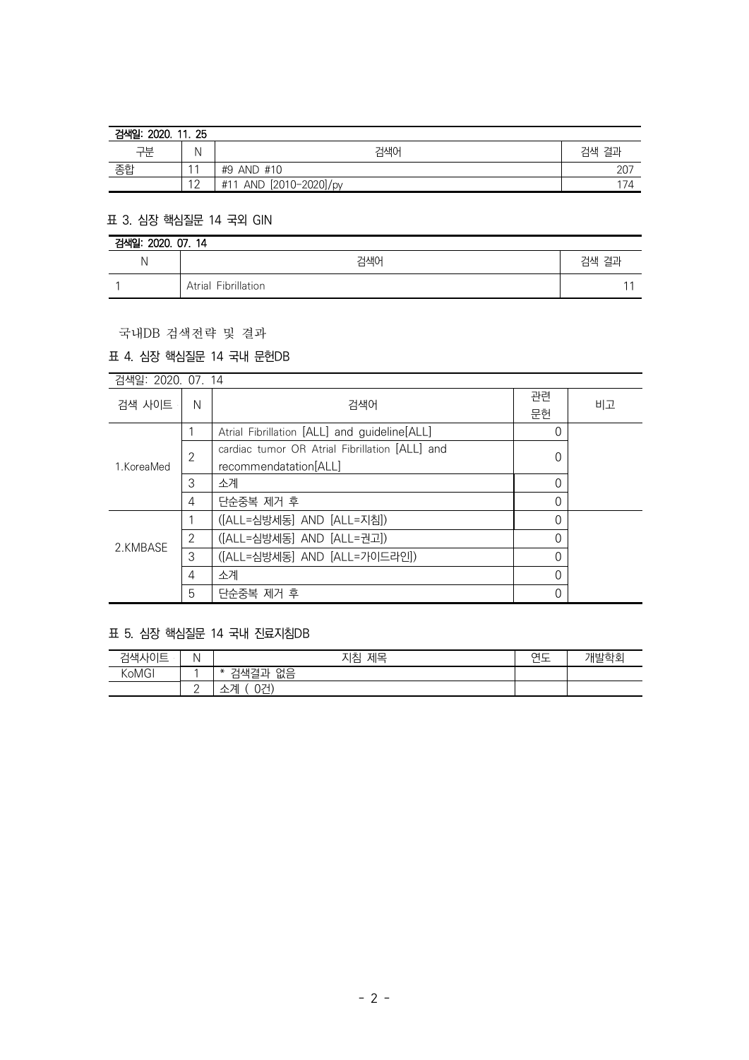| 검색일: 2020. 11. 25 | | | |
|---|---|---|---|
| 구분 | N | 검색어 | 검색 결과 |
| 종합 | 11 | #9 AND #10 | 207 |
| | 12 | #11 AND [2010-2020]/py | 174 |

### 표 3. 심장 핵심질문 14 국외 GIN

| 검색일: 2020. 07. 14 | | |
|---|---|---|
| N | 검색어 | 검색 결과 |
| 1 | Atrial Fibrillation | 11 |

국내DB 검색전략 및 결과

### 표 4. 심장 핵심질문 14 국내 문헌DB

| 검색일: 2020. 07. 14 | | | | |
|---|---|---|---|---|
| 검색 사이트 | N | 검색어 | 관련 문헌 | 비고 |
| 1.KoreaMed | 1 | Atrial Fibrillation [ALL] and guideline[ALL] | 0 | |
| | 2 | cardiac tumor OR Atrial Fibrillation [ALL] and recommendatation[ALL] | 0 | |
| | 3 | 소계 | 0 | |
| | 4 | 단순중복 제거 후 | 0 | |
| 2.KMBASE | 1 | ([ALL=심방세동] AND [ALL=지침]) | 0 | |
| | 2 | ([ALL=심방세동] AND [ALL=권고]) | 0 | |
| | 3 | ([ALL=심방세동] AND [ALL=가이드라인]) | 0 | |
| | 4 | 소계 | 0 | |
| | 5 | 단순중복 제거 후 | 0 | |

### 표 5. 심장 핵심질문 14 국내 진료지침DB

| 검색사이트 | N | 지침 제목 | 연도 | 개발학회 |
|---|---|---|---|---|
| KoMGI | 1 | * 검색결과 없음 | | |
| | 2 | 소계 ( 0건) | | |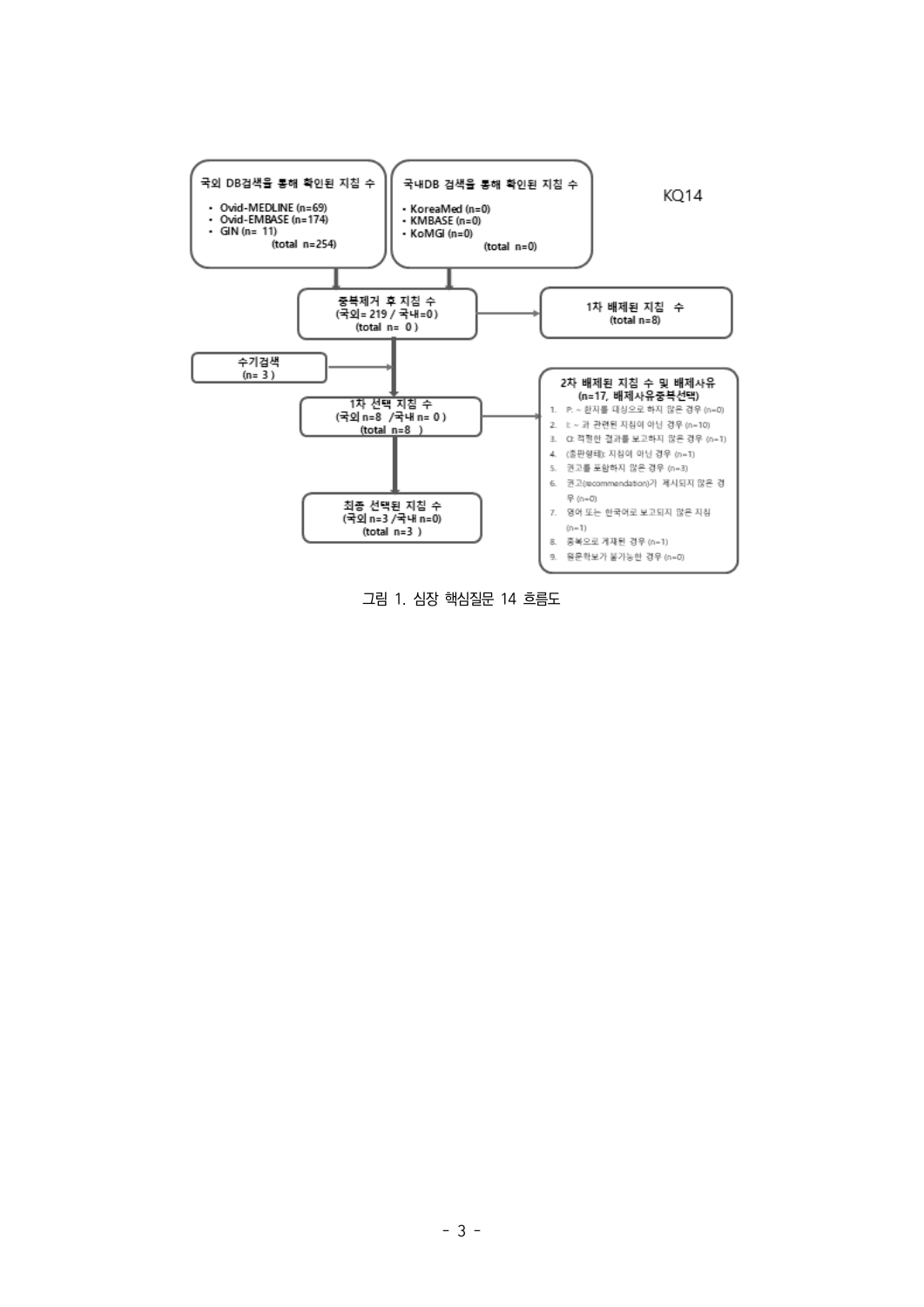국외 DB검색을 통해 확인된 지침 수

- Ovid-MEDLINE (n=69)
- Ovid-EMBASE (n=174)
- GIN (n= 11)

(total n=254)

국내DB 검색을 통해 확인된 지침 수

- KoreaMed (n=0)
- KMBASE (n=0)
- KoMGI (n=0)

(total n=0)

KQ14

중복제거 후 지침 수
(국외= 219 / 국내=0)
(total n= 0 )

1차 배제된 지침 수
(total n=8)

수기검색
(n= 3 )

1차 선택 지침 수
(국외 n=8 /국내 n= 0 )
(total n=8 )

2차 배제된 지침 수 및 배제사유
(n=17, 배제사유중복선택)

1. P: ~ 환자를 대상으로 하지 않은 경우 (n=0)
2. I: ~ 과 관련된 지침이 아닌 경우 (n=10)
3. O: 적절한 결과를 보고하지 않은 경우 (n=1)
4. (출판형태): 지침이 아닌 경우 (n=1)
5. 권고를 포함하지 않은 경우 (n=3)
6. 권고(recommendation)가 제시되지 않은 경우 (n=0)
7. 영어 또는 한국어로 보고되지 않은 지침 (n=1)
8. 중복으로 게재된 경우 (n=1)
9. 원문확보가 불가능한 경우 (n=0)

최종 선택된 지침 수
(국외 n=3 /국내 n=0)
(total n=3 )

그림 1. 심장 핵심질문 14 흐름도